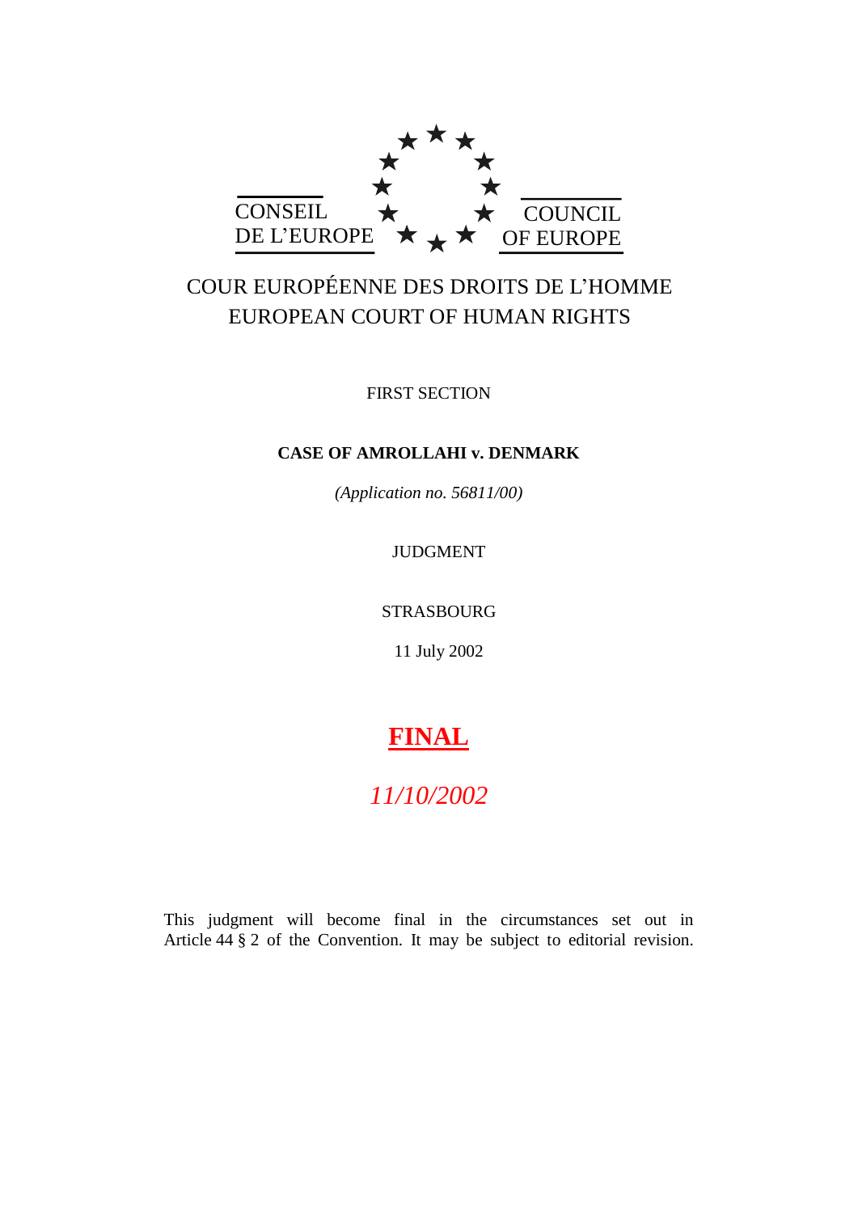CONSEIL DE L'EUROPE

COUNCIL OF EUROPE

COUR EUROPÉENNE DES DROITS DE L'HOMME
EUROPEAN COURT OF HUMAN RIGHTS

FIRST SECTION

**CASE OF AMROLLAHI v. DENMARK**

*(Application no. 56811/00)*

JUDGMENT

STRASBOURG

11 July 2002

**FINAL**

*11/10/2002*

This judgment will become final in the circumstances set out in Article 44 § 2 of the Convention. It may be subject to editorial revision.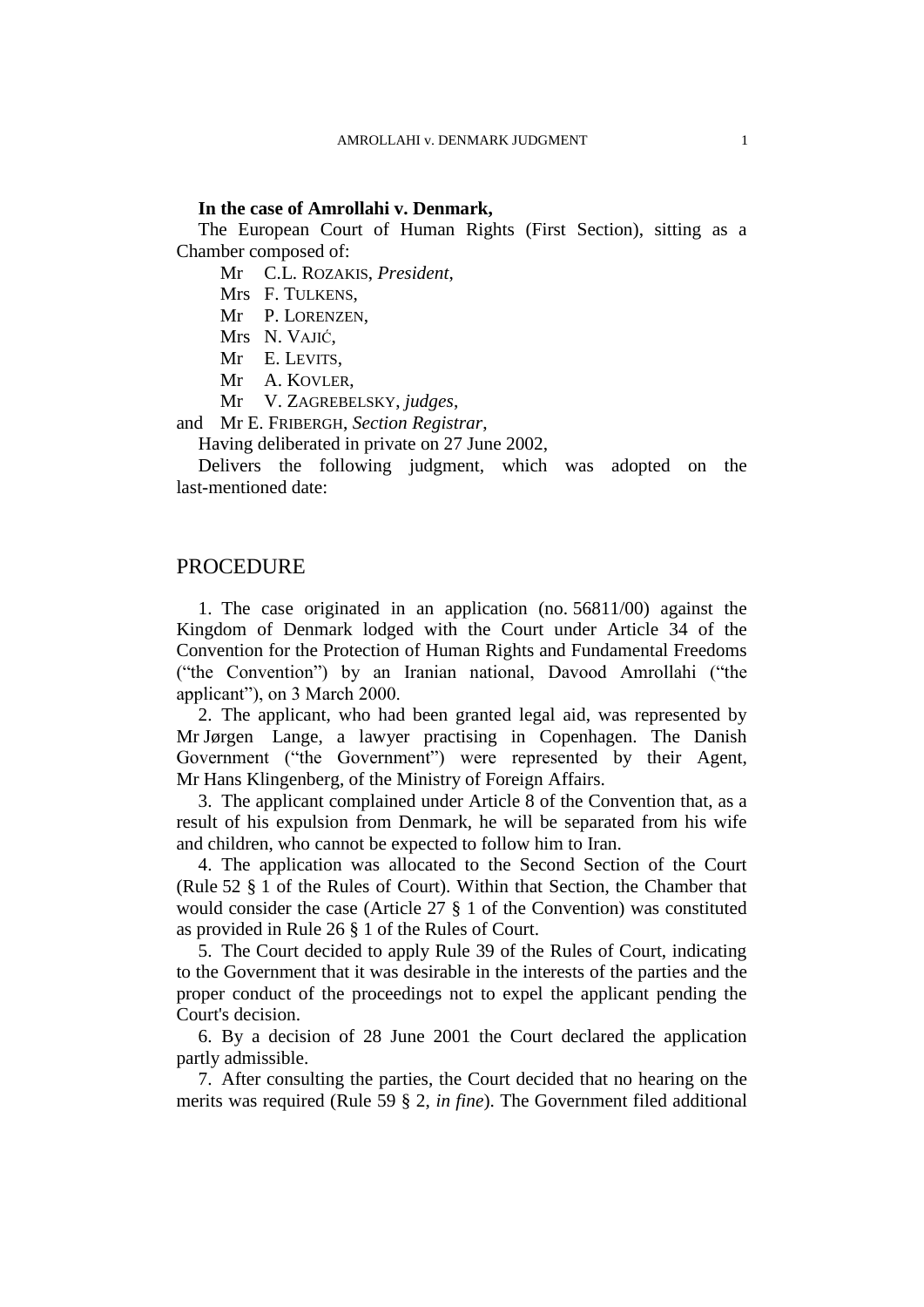**In the case of Amrollahi v. Denmark,**

The European Court of Human Rights (First Section), sitting as a Chamber composed of:

Mr C.L. ROZAKIS, *President*,
Mrs F. TULKENS,
Mr P. LORENZEN,
Mrs N. VAJIĆ,
Mr E. LEVITS,
Mr A. KOVLER,
Mr V. ZAGREBELSKY, *judges*,
and Mr E. FRIBERGH, *Section Registrar*,

Having deliberated in private on 27 June 2002,

Delivers the following judgment, which was adopted on the last-mentioned date:

## PROCEDURE

1. The case originated in an application (no. 56811/00) against the Kingdom of Denmark lodged with the Court under Article 34 of the Convention for the Protection of Human Rights and Fundamental Freedoms ("the Convention") by an Iranian national, Davood Amrollahi ("the applicant"), on 3 March 2000.

2. The applicant, who had been granted legal aid, was represented by Mr Jørgen Lange, a lawyer practising in Copenhagen. The Danish Government ("the Government") were represented by their Agent, Mr Hans Klingenberg, of the Ministry of Foreign Affairs.

3. The applicant complained under Article 8 of the Convention that, as a result of his expulsion from Denmark, he will be separated from his wife and children, who cannot be expected to follow him to Iran.

4. The application was allocated to the Second Section of the Court (Rule 52 § 1 of the Rules of Court). Within that Section, the Chamber that would consider the case (Article 27 § 1 of the Convention) was constituted as provided in Rule 26 § 1 of the Rules of Court.

5. The Court decided to apply Rule 39 of the Rules of Court, indicating to the Government that it was desirable in the interests of the parties and the proper conduct of the proceedings not to expel the applicant pending the Court's decision.

6. By a decision of 28 June 2001 the Court declared the application partly admissible.

7. After consulting the parties, the Court decided that no hearing on the merits was required (Rule 59 § 2, *in fine*). The Government filed additional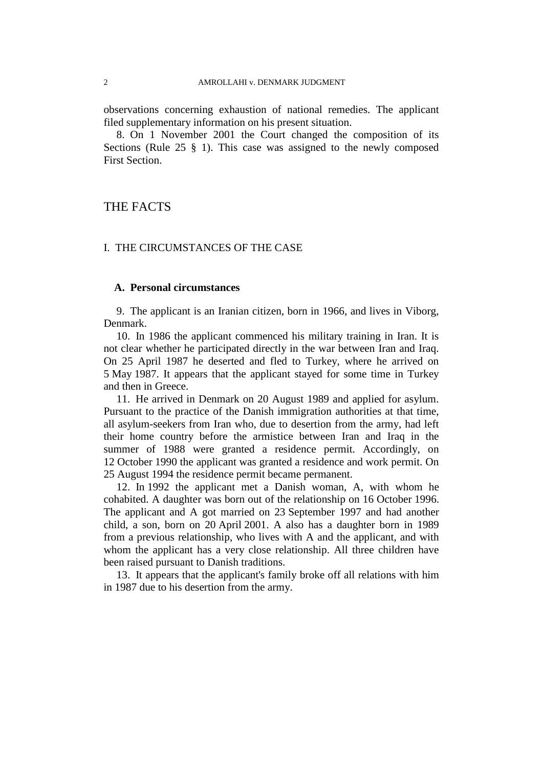observations concerning exhaustion of national remedies. The applicant filed supplementary information on his present situation.

8. On 1 November 2001 the Court changed the composition of its Sections (Rule 25 § 1). This case was assigned to the newly composed First Section.

# THE FACTS

## I. THE CIRCUMSTANCES OF THE CASE

### A. Personal circumstances

9. The applicant is an Iranian citizen, born in 1966, and lives in Viborg, Denmark.

10. In 1986 the applicant commenced his military training in Iran. It is not clear whether he participated directly in the war between Iran and Iraq. On 25 April 1987 he deserted and fled to Turkey, where he arrived on 5 May 1987. It appears that the applicant stayed for some time in Turkey and then in Greece.

11. He arrived in Denmark on 20 August 1989 and applied for asylum. Pursuant to the practice of the Danish immigration authorities at that time, all asylum-seekers from Iran who, due to desertion from the army, had left their home country before the armistice between Iran and Iraq in the summer of 1988 were granted a residence permit. Accordingly, on 12 October 1990 the applicant was granted a residence and work permit. On 25 August 1994 the residence permit became permanent.

12. In 1992 the applicant met a Danish woman, A, with whom he cohabited. A daughter was born out of the relationship on 16 October 1996. The applicant and A got married on 23 September 1997 and had another child, a son, born on 20 April 2001. A also has a daughter born in 1989 from a previous relationship, who lives with A and the applicant, and with whom the applicant has a very close relationship. All three children have been raised pursuant to Danish traditions.

13. It appears that the applicant's family broke off all relations with him in 1987 due to his desertion from the army.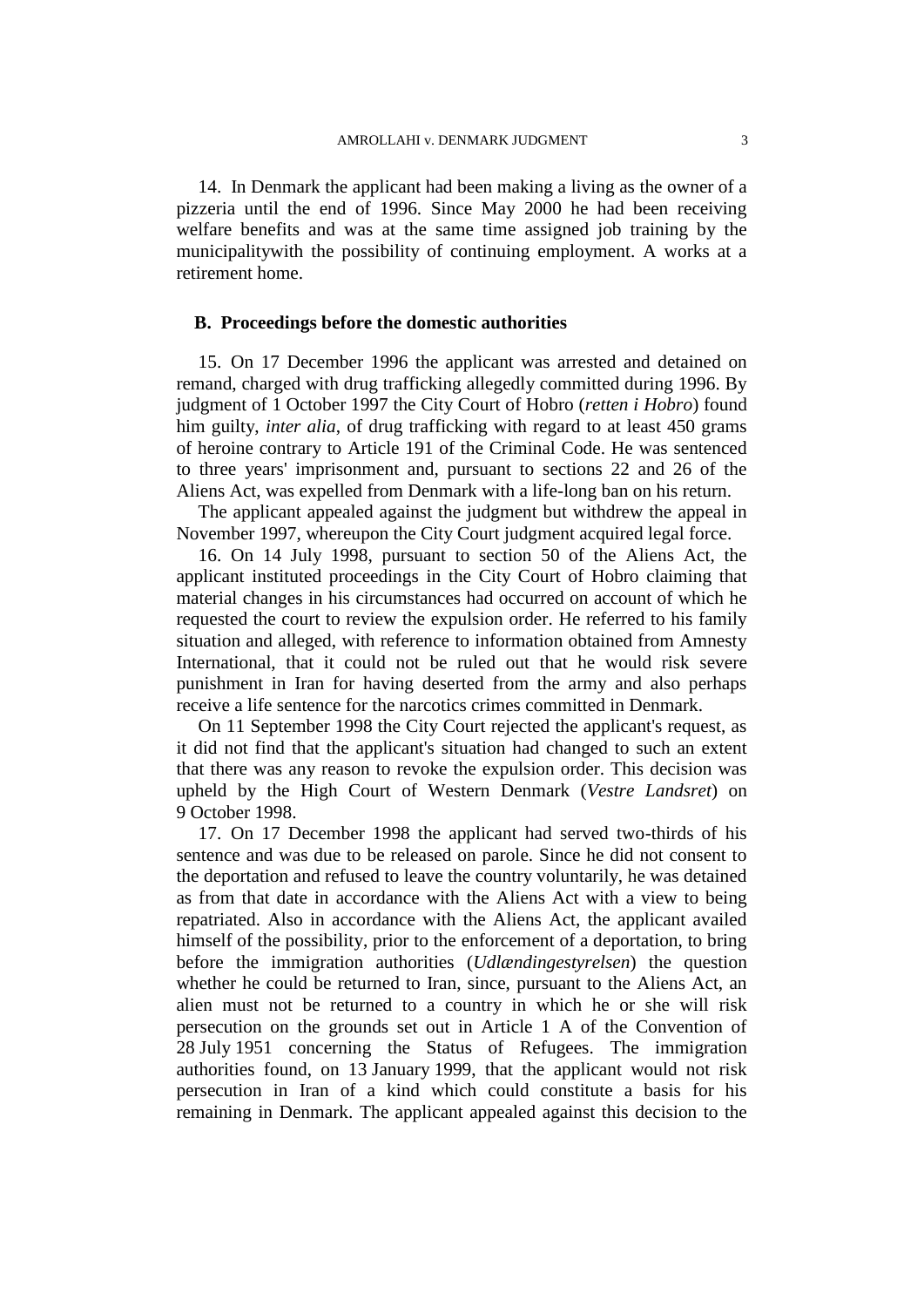14. In Denmark the applicant had been making a living as the owner of a pizzeria until the end of 1996. Since May 2000 he had been receiving welfare benefits and was at the same time assigned job training by the municipalitywith the possibility of continuing employment. A works at a retirement home.

### B. Proceedings before the domestic authorities

15. On 17 December 1996 the applicant was arrested and detained on remand, charged with drug trafficking allegedly committed during 1996. By judgment of 1 October 1997 the City Court of Hobro (*retten i Hobro*) found him guilty, *inter alia*, of drug trafficking with regard to at least 450 grams of heroine contrary to Article 191 of the Criminal Code. He was sentenced to three years' imprisonment and, pursuant to sections 22 and 26 of the Aliens Act, was expelled from Denmark with a life-long ban on his return.

The applicant appealed against the judgment but withdrew the appeal in November 1997, whereupon the City Court judgment acquired legal force.

16. On 14 July 1998, pursuant to section 50 of the Aliens Act, the applicant instituted proceedings in the City Court of Hobro claiming that material changes in his circumstances had occurred on account of which he requested the court to review the expulsion order. He referred to his family situation and alleged, with reference to information obtained from Amnesty International, that it could not be ruled out that he would risk severe punishment in Iran for having deserted from the army and also perhaps receive a life sentence for the narcotics crimes committed in Denmark.

On 11 September 1998 the City Court rejected the applicant's request, as it did not find that the applicant's situation had changed to such an extent that there was any reason to revoke the expulsion order. This decision was upheld by the High Court of Western Denmark (*Vestre Landsret*) on 9 October 1998.

17. On 17 December 1998 the applicant had served two-thirds of his sentence and was due to be released on parole. Since he did not consent to the deportation and refused to leave the country voluntarily, he was detained as from that date in accordance with the Aliens Act with a view to being repatriated. Also in accordance with the Aliens Act, the applicant availed himself of the possibility, prior to the enforcement of a deportation, to bring before the immigration authorities (*Udlændingestyrelsen*) the question whether he could be returned to Iran, since, pursuant to the Aliens Act, an alien must not be returned to a country in which he or she will risk persecution on the grounds set out in Article 1 A of the Convention of 28 July 1951 concerning the Status of Refugees. The immigration authorities found, on 13 January 1999, that the applicant would not risk persecution in Iran of a kind which could constitute a basis for his remaining in Denmark. The applicant appealed against this decision to the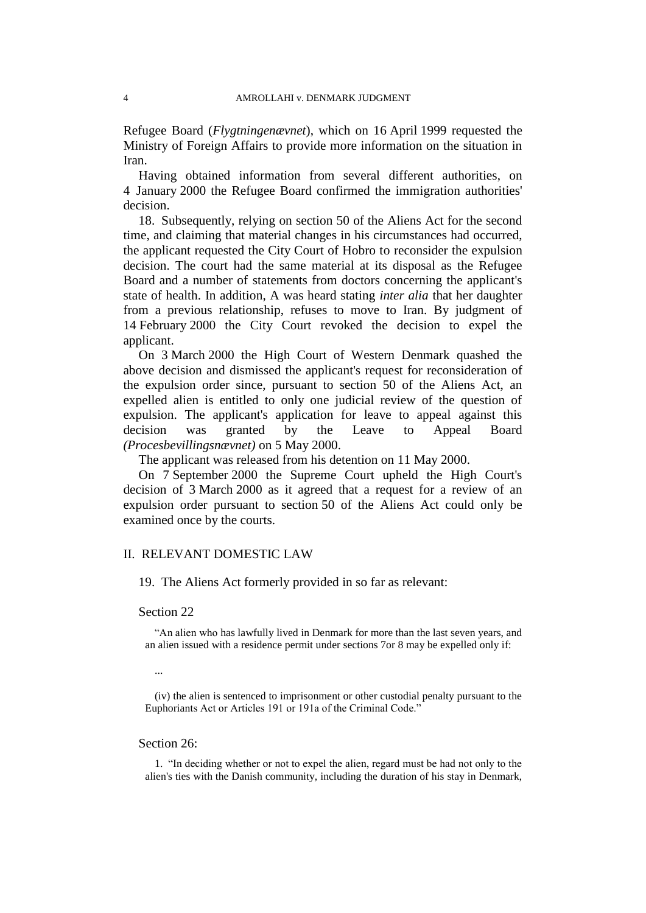Refugee Board (*Flygtningenævnet*), which on 16 April 1999 requested the Ministry of Foreign Affairs to provide more information on the situation in Iran.

Having obtained information from several different authorities, on 4 January 2000 the Refugee Board confirmed the immigration authorities' decision.

18. Subsequently, relying on section 50 of the Aliens Act for the second time, and claiming that material changes in his circumstances had occurred, the applicant requested the City Court of Hobro to reconsider the expulsion decision. The court had the same material at its disposal as the Refugee Board and a number of statements from doctors concerning the applicant's state of health. In addition, A was heard stating *inter alia* that her daughter from a previous relationship, refuses to move to Iran. By judgment of 14 February 2000 the City Court revoked the decision to expel the applicant.

On 3 March 2000 the High Court of Western Denmark quashed the above decision and dismissed the applicant's request for reconsideration of the expulsion order since, pursuant to section 50 of the Aliens Act, an expelled alien is entitled to only one judicial review of the question of expulsion. The applicant's application for leave to appeal against this decision was granted by the Leave to Appeal Board *(Procesbevillingsnævnet)* on 5 May 2000.

The applicant was released from his detention on 11 May 2000.

On 7 September 2000 the Supreme Court upheld the High Court's decision of 3 March 2000 as it agreed that a request for a review of an expulsion order pursuant to section 50 of the Aliens Act could only be examined once by the courts.

## II. RELEVANT DOMESTIC LAW

19. The Aliens Act formerly provided in so far as relevant:

Section 22

> "An alien who has lawfully lived in Denmark for more than the last seven years, and an alien issued with a residence permit under sections 7or 8 may be expelled only if:
>
> ...
>
> (iv) the alien is sentenced to imprisonment or other custodial penalty pursuant to the Euphoriants Act or Articles 191 or 191a of the Criminal Code."

Section 26:

> 1. "In deciding whether or not to expel the alien, regard must be had not only to the alien's ties with the Danish community, including the duration of his stay in Denmark,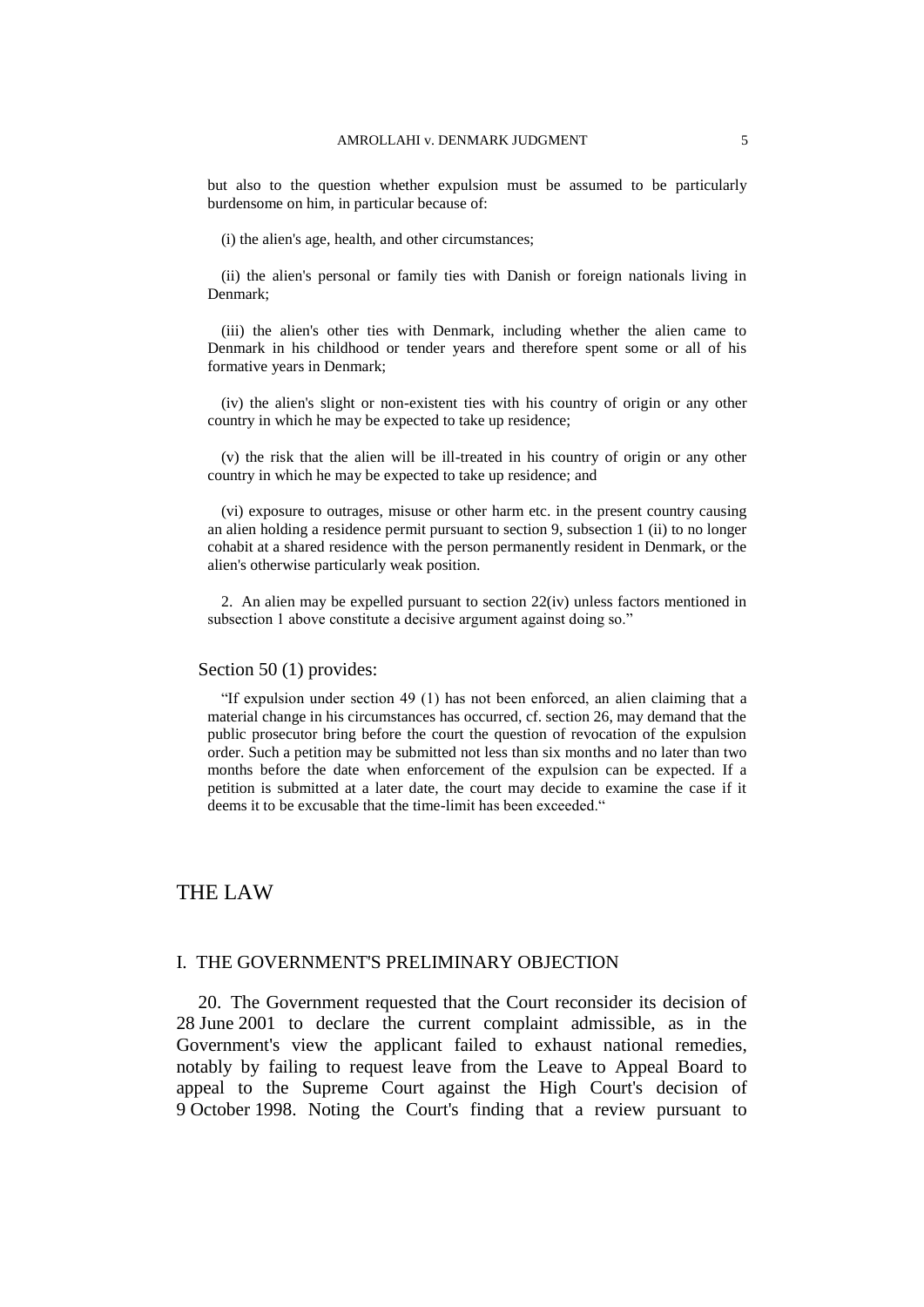but also to the question whether expulsion must be assumed to be particularly burdensome on him, in particular because of:

(i) the alien's age, health, and other circumstances;

(ii) the alien's personal or family ties with Danish or foreign nationals living in Denmark;

(iii) the alien's other ties with Denmark, including whether the alien came to Denmark in his childhood or tender years and therefore spent some or all of his formative years in Denmark;

(iv) the alien's slight or non-existent ties with his country of origin or any other country in which he may be expected to take up residence;

(v) the risk that the alien will be ill-treated in his country of origin or any other country in which he may be expected to take up residence; and

(vi) exposure to outrages, misuse or other harm etc. in the present country causing an alien holding a residence permit pursuant to section 9, subsection 1 (ii) to no longer cohabit at a shared residence with the person permanently resident in Denmark, or the alien's otherwise particularly weak position.

2. An alien may be expelled pursuant to section 22(iv) unless factors mentioned in subsection 1 above constitute a decisive argument against doing so."

Section 50 (1) provides:

"If expulsion under section 49 (1) has not been enforced, an alien claiming that a material change in his circumstances has occurred, cf. section 26, may demand that the public prosecutor bring before the court the question of revocation of the expulsion order. Such a petition may be submitted not less than six months and no later than two months before the date when enforcement of the expulsion can be expected. If a petition is submitted at a later date, the court may decide to examine the case if it deems it to be excusable that the time-limit has been exceeded."

# THE LAW

## I. THE GOVERNMENT'S PRELIMINARY OBJECTION

20. The Government requested that the Court reconsider its decision of 28 June 2001 to declare the current complaint admissible, as in the Government's view the applicant failed to exhaust national remedies, notably by failing to request leave from the Leave to Appeal Board to appeal to the Supreme Court against the High Court's decision of 9 October 1998. Noting the Court's finding that a review pursuant to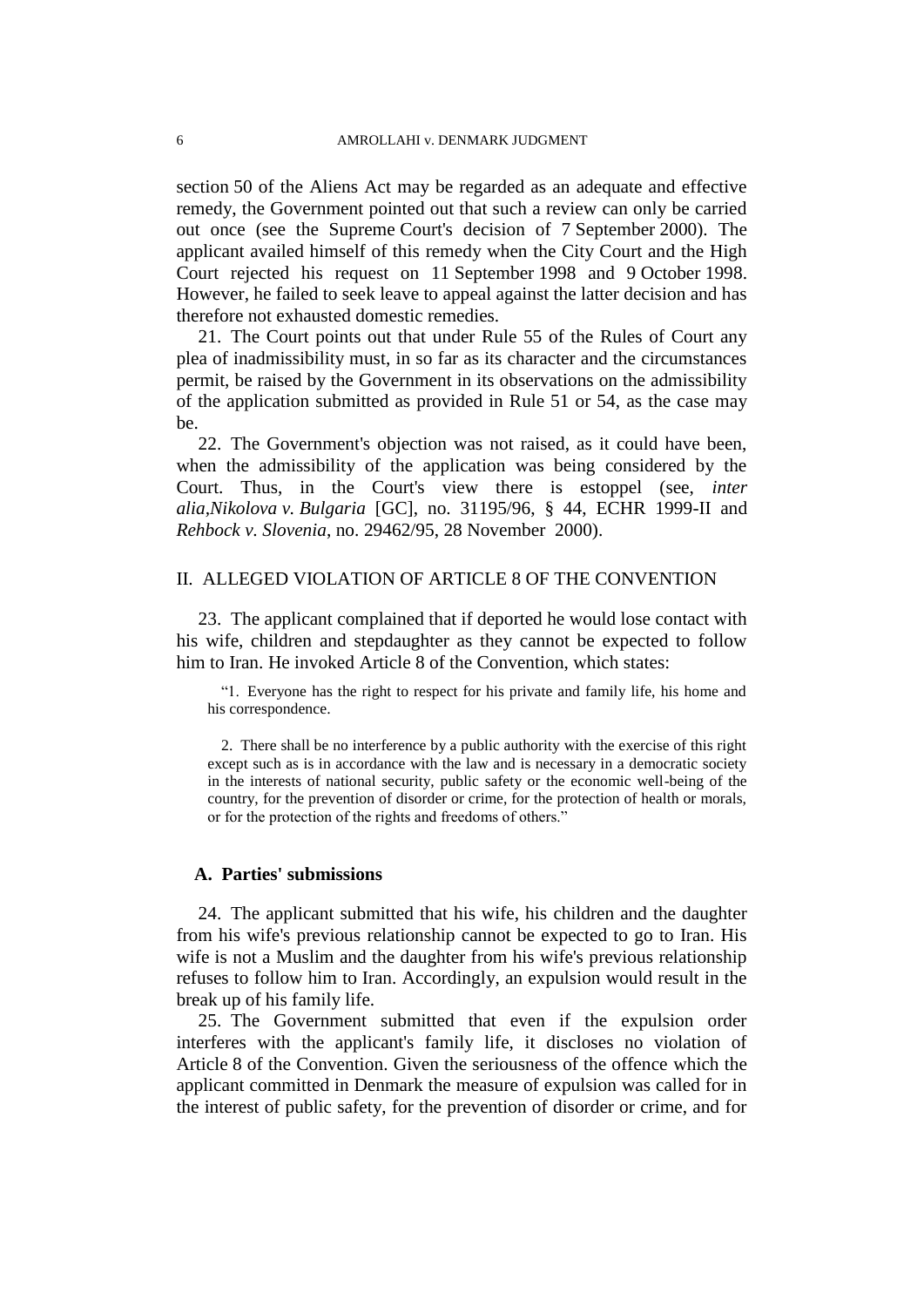section 50 of the Aliens Act may be regarded as an adequate and effective remedy, the Government pointed out that such a review can only be carried out once (see the Supreme Court's decision of 7 September 2000). The applicant availed himself of this remedy when the City Court and the High Court rejected his request on 11 September 1998 and 9 October 1998. However, he failed to seek leave to appeal against the latter decision and has therefore not exhausted domestic remedies.

21. The Court points out that under Rule 55 of the Rules of Court any plea of inadmissibility must, in so far as its character and the circumstances permit, be raised by the Government in its observations on the admissibility of the application submitted as provided in Rule 51 or 54, as the case may be.

22. The Government's objection was not raised, as it could have been, when the admissibility of the application was being considered by the Court. Thus, in the Court's view there is estoppel (see, *inter alia*,*Nikolova v. Bulgaria* [GC], no. 31195/96, § 44, ECHR 1999-II and *Rehbock v. Slovenia*, no. 29462/95, 28 November 2000).

## II. ALLEGED VIOLATION OF ARTICLE 8 OF THE CONVENTION

23. The applicant complained that if deported he would lose contact with his wife, children and stepdaughter as they cannot be expected to follow him to Iran. He invoked Article 8 of the Convention, which states:

> "1. Everyone has the right to respect for his private and family life, his home and his correspondence.
>
> 2. There shall be no interference by a public authority with the exercise of this right except such as is in accordance with the law and is necessary in a democratic society in the interests of national security, public safety or the economic well-being of the country, for the prevention of disorder or crime, for the protection of health or morals, or for the protection of the rights and freedoms of others."

### A. Parties' submissions

24. The applicant submitted that his wife, his children and the daughter from his wife's previous relationship cannot be expected to go to Iran. His wife is not a Muslim and the daughter from his wife's previous relationship refuses to follow him to Iran. Accordingly, an expulsion would result in the break up of his family life.

25. The Government submitted that even if the expulsion order interferes with the applicant's family life, it discloses no violation of Article 8 of the Convention. Given the seriousness of the offence which the applicant committed in Denmark the measure of expulsion was called for in the interest of public safety, for the prevention of disorder or crime, and for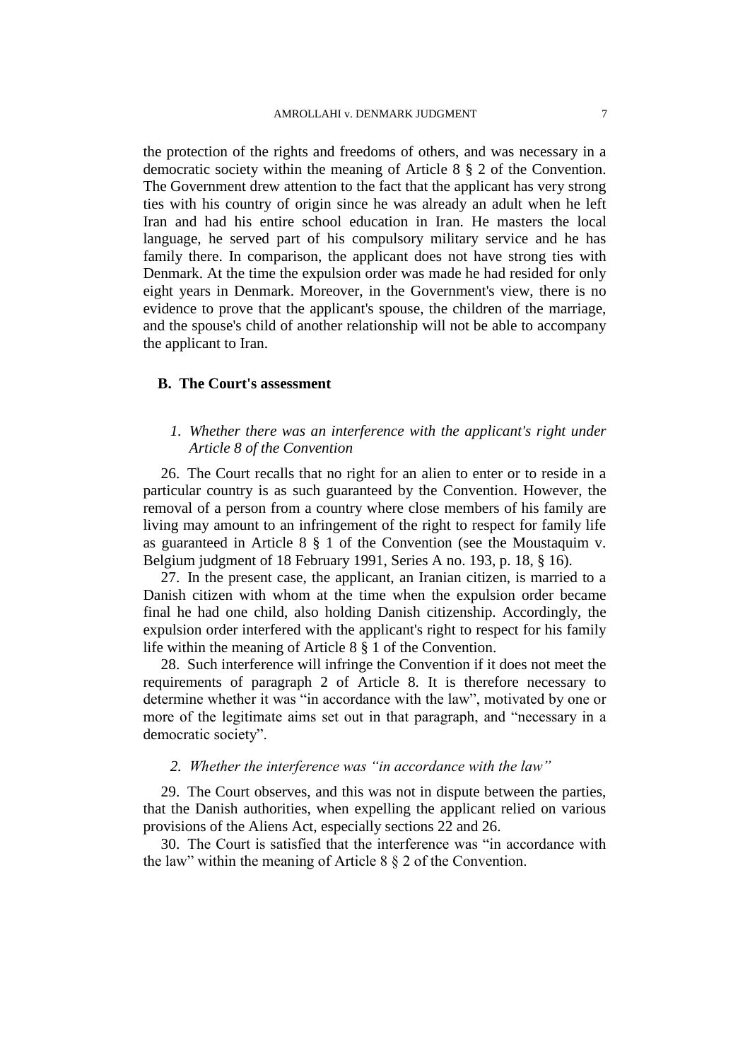the protection of the rights and freedoms of others, and was necessary in a democratic society within the meaning of Article 8 § 2 of the Convention. The Government drew attention to the fact that the applicant has very strong ties with his country of origin since he was already an adult when he left Iran and had his entire school education in Iran. He masters the local language, he served part of his compulsory military service and he has family there. In comparison, the applicant does not have strong ties with Denmark. At the time the expulsion order was made he had resided for only eight years in Denmark. Moreover, in the Government's view, there is no evidence to prove that the applicant's spouse, the children of the marriage, and the spouse's child of another relationship will not be able to accompany the applicant to Iran.

### B. The Court's assessment

#### *1. Whether there was an interference with the applicant's right under Article 8 of the Convention*

26. The Court recalls that no right for an alien to enter or to reside in a particular country is as such guaranteed by the Convention. However, the removal of a person from a country where close members of his family are living may amount to an infringement of the right to respect for family life as guaranteed in Article 8 § 1 of the Convention (see the Moustaquim v. Belgium judgment of 18 February 1991, Series A no. 193, p. 18, § 16).

27. In the present case, the applicant, an Iranian citizen, is married to a Danish citizen with whom at the time when the expulsion order became final he had one child, also holding Danish citizenship. Accordingly, the expulsion order interfered with the applicant's right to respect for his family life within the meaning of Article 8 § 1 of the Convention.

28. Such interference will infringe the Convention if it does not meet the requirements of paragraph 2 of Article 8. It is therefore necessary to determine whether it was "in accordance with the law", motivated by one or more of the legitimate aims set out in that paragraph, and "necessary in a democratic society".

#### *2. Whether the interference was "in accordance with the law"*

29. The Court observes, and this was not in dispute between the parties, that the Danish authorities, when expelling the applicant relied on various provisions of the Aliens Act, especially sections 22 and 26.

30. The Court is satisfied that the interference was "in accordance with the law" within the meaning of Article 8 § 2 of the Convention.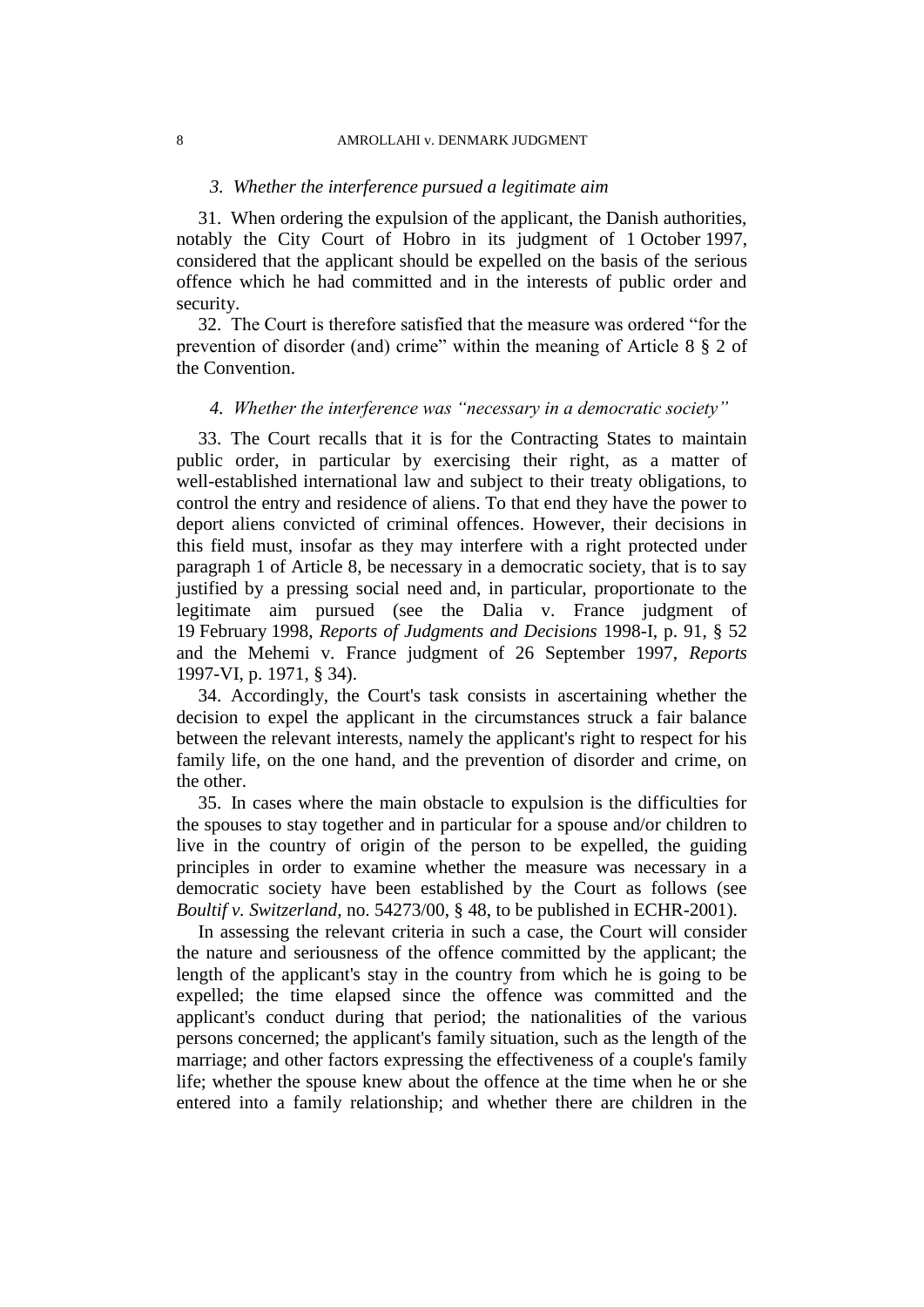### *3. Whether the interference pursued a legitimate aim*

31. When ordering the expulsion of the applicant, the Danish authorities, notably the City Court of Hobro in its judgment of 1 October 1997, considered that the applicant should be expelled on the basis of the serious offence which he had committed and in the interests of public order and security.

32. The Court is therefore satisfied that the measure was ordered "for the prevention of disorder (and) crime" within the meaning of Article 8 § 2 of the Convention.

### *4. Whether the interference was "necessary in a democratic society"*

33. The Court recalls that it is for the Contracting States to maintain public order, in particular by exercising their right, as a matter of well-established international law and subject to their treaty obligations, to control the entry and residence of aliens. To that end they have the power to deport aliens convicted of criminal offences. However, their decisions in this field must, insofar as they may interfere with a right protected under paragraph 1 of Article 8, be necessary in a democratic society, that is to say justified by a pressing social need and, in particular, proportionate to the legitimate aim pursued (see the Dalia v. France judgment of 19 February 1998, *Reports of Judgments and Decisions* 1998-I, p. 91, § 52 and the Mehemi v. France judgment of 26 September 1997, *Reports* 1997-VI, p. 1971, § 34).

34. Accordingly, the Court's task consists in ascertaining whether the decision to expel the applicant in the circumstances struck a fair balance between the relevant interests, namely the applicant's right to respect for his family life, on the one hand, and the prevention of disorder and crime, on the other.

35. In cases where the main obstacle to expulsion is the difficulties for the spouses to stay together and in particular for a spouse and/or children to live in the country of origin of the person to be expelled, the guiding principles in order to examine whether the measure was necessary in a democratic society have been established by the Court as follows (see *Boultif v. Switzerland*, no. 54273/00, § 48, to be published in ECHR-2001).

In assessing the relevant criteria in such a case, the Court will consider the nature and seriousness of the offence committed by the applicant; the length of the applicant's stay in the country from which he is going to be expelled; the time elapsed since the offence was committed and the applicant's conduct during that period; the nationalities of the various persons concerned; the applicant's family situation, such as the length of the marriage; and other factors expressing the effectiveness of a couple's family life; whether the spouse knew about the offence at the time when he or she entered into a family relationship; and whether there are children in the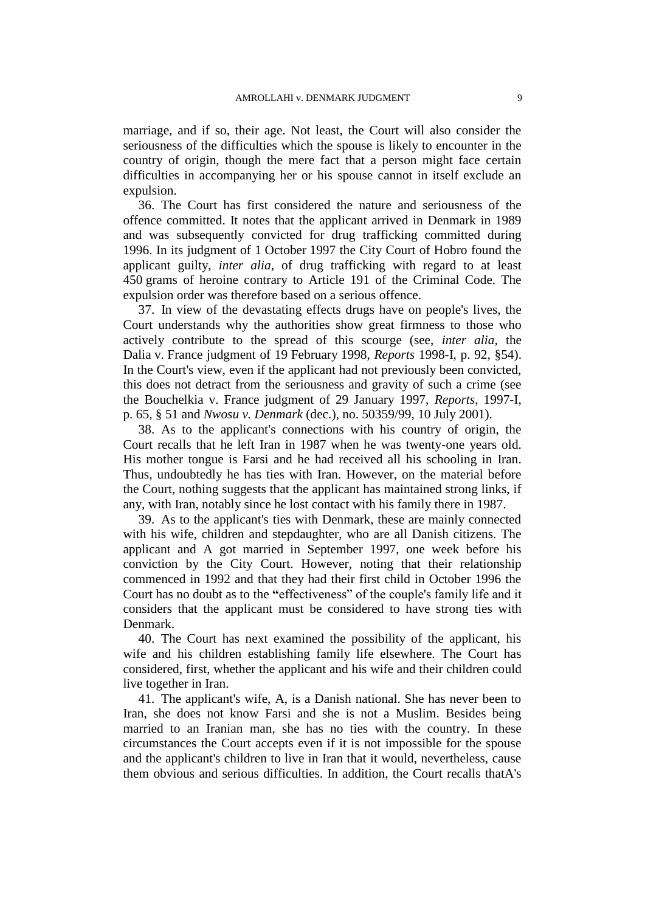marriage, and if so, their age. Not least, the Court will also consider the seriousness of the difficulties which the spouse is likely to encounter in the country of origin, though the mere fact that a person might face certain difficulties in accompanying her or his spouse cannot in itself exclude an expulsion.

36. The Court has first considered the nature and seriousness of the offence committed. It notes that the applicant arrived in Denmark in 1989 and was subsequently convicted for drug trafficking committed during 1996. In its judgment of 1 October 1997 the City Court of Hobro found the applicant guilty, *inter alia*, of drug trafficking with regard to at least 450 grams of heroine contrary to Article 191 of the Criminal Code. The expulsion order was therefore based on a serious offence.

37. In view of the devastating effects drugs have on people's lives, the Court understands why the authorities show great firmness to those who actively contribute to the spread of this scourge (see, *inter alia*, the Dalia v. France judgment of 19 February 1998, *Reports* 1998-I, p. 92, §54). In the Court's view, even if the applicant had not previously been convicted, this does not detract from the seriousness and gravity of such a crime (see the Bouchelkia v. France judgment of 29 January 1997, *Reports*, 1997-I, p. 65, § 51 and *Nwosu v. Denmark* (dec.), no. 50359/99, 10 July 2001).

38. As to the applicant's connections with his country of origin, the Court recalls that he left Iran in 1987 when he was twenty-one years old. His mother tongue is Farsi and he had received all his schooling in Iran. Thus, undoubtedly he has ties with Iran. However, on the material before the Court, nothing suggests that the applicant has maintained strong links, if any, with Iran, notably since he lost contact with his family there in 1987.

39. As to the applicant's ties with Denmark, these are mainly connected with his wife, children and stepdaughter, who are all Danish citizens. The applicant and A got married in September 1997, one week before his conviction by the City Court. However, noting that their relationship commenced in 1992 and that they had their first child in October 1996 the Court has no doubt as to the "effectiveness" of the couple's family life and it considers that the applicant must be considered to have strong ties with Denmark.

40. The Court has next examined the possibility of the applicant, his wife and his children establishing family life elsewhere. The Court has considered, first, whether the applicant and his wife and their children could live together in Iran.

41. The applicant's wife, A, is a Danish national. She has never been to Iran, she does not know Farsi and she is not a Muslim. Besides being married to an Iranian man, she has no ties with the country. In these circumstances the Court accepts even if it is not impossible for the spouse and the applicant's children to live in Iran that it would, nevertheless, cause them obvious and serious difficulties. In addition, the Court recalls thatA's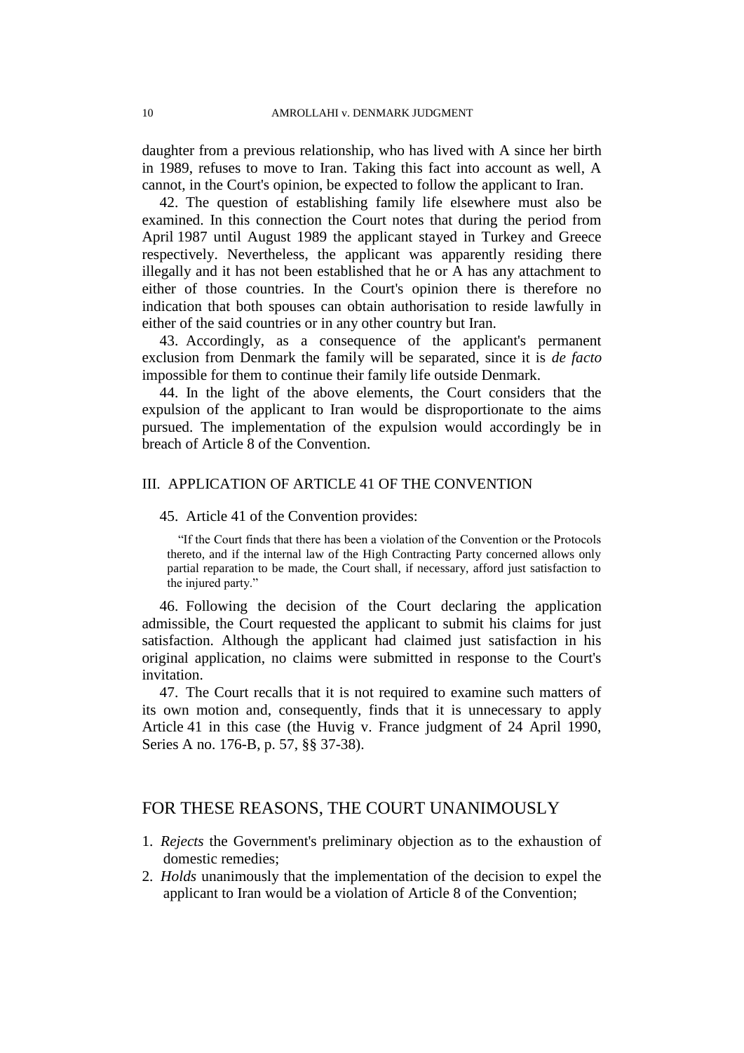daughter from a previous relationship, who has lived with A since her birth in 1989, refuses to move to Iran. Taking this fact into account as well, A cannot, in the Court's opinion, be expected to follow the applicant to Iran.

42. The question of establishing family life elsewhere must also be examined. In this connection the Court notes that during the period from April 1987 until August 1989 the applicant stayed in Turkey and Greece respectively. Nevertheless, the applicant was apparently residing there illegally and it has not been established that he or A has any attachment to either of those countries. In the Court's opinion there is therefore no indication that both spouses can obtain authorisation to reside lawfully in either of the said countries or in any other country but Iran.

43. Accordingly, as a consequence of the applicant's permanent exclusion from Denmark the family will be separated, since it is *de facto* impossible for them to continue their family life outside Denmark.

44. In the light of the above elements, the Court considers that the expulsion of the applicant to Iran would be disproportionate to the aims pursued. The implementation of the expulsion would accordingly be in breach of Article 8 of the Convention.

## III. APPLICATION OF ARTICLE 41 OF THE CONVENTION

45. Article 41 of the Convention provides:

> "If the Court finds that there has been a violation of the Convention or the Protocols thereto, and if the internal law of the High Contracting Party concerned allows only partial reparation to be made, the Court shall, if necessary, afford just satisfaction to the injured party."

46. Following the decision of the Court declaring the application admissible, the Court requested the applicant to submit his claims for just satisfaction. Although the applicant had claimed just satisfaction in his original application, no claims were submitted in response to the Court's invitation.

47. The Court recalls that it is not required to examine such matters of its own motion and, consequently, finds that it is unnecessary to apply Article 41 in this case (the Huvig v. France judgment of 24 April 1990, Series A no. 176-B, p. 57, §§ 37-38).

## FOR THESE REASONS, THE COURT UNANIMOUSLY

1. *Rejects* the Government's preliminary objection as to the exhaustion of domestic remedies;
2. *Holds* unanimously that the implementation of the decision to expel the applicant to Iran would be a violation of Article 8 of the Convention;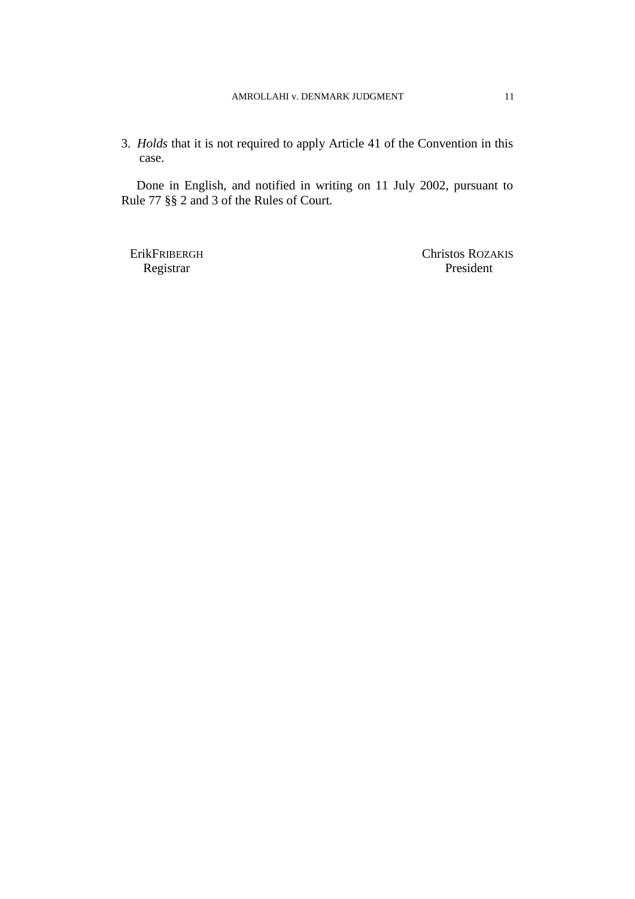3. *Holds* that it is not required to apply Article 41 of the Convention in this case.

Done in English, and notified in writing on 11 July 2002, pursuant to Rule 77 §§ 2 and 3 of the Rules of Court.

ErikFRIBERGH
Registrar

Christos ROZAKIS
President